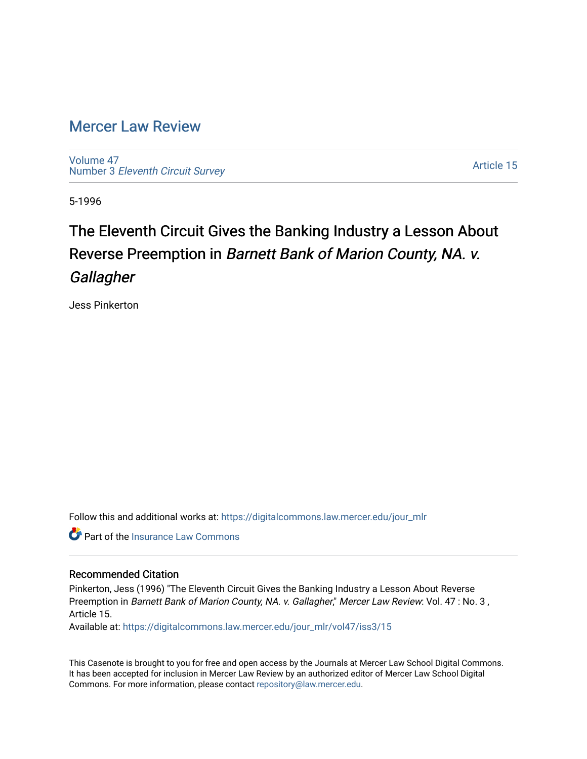# Mercer Law Review

Volume 47
Number 3 *Eleventh Circuit Survey*

Article 15

5-1996

## The Eleventh Circuit Gives the Banking Industry a Lesson About Reverse Preemption in *Barnett Bank of Marion County, NA. v. Gallagher*

Jess Pinkerton

Follow this and additional works at: https://digitalcommons.law.mercer.edu/jour_mlr

Part of the Insurance Law Commons

### Recommended Citation

Pinkerton, Jess (1996) "The Eleventh Circuit Gives the Banking Industry a Lesson About Reverse Preemption in *Barnett Bank of Marion County, NA. v. Gallagher*," *Mercer Law Review*: Vol. 47 : No. 3 , Article 15.
Available at: https://digitalcommons.law.mercer.edu/jour_mlr/vol47/iss3/15

This Casenote is brought to you for free and open access by the Journals at Mercer Law School Digital Commons. It has been accepted for inclusion in Mercer Law Review by an authorized editor of Mercer Law School Digital Commons. For more information, please contact repository@law.mercer.edu.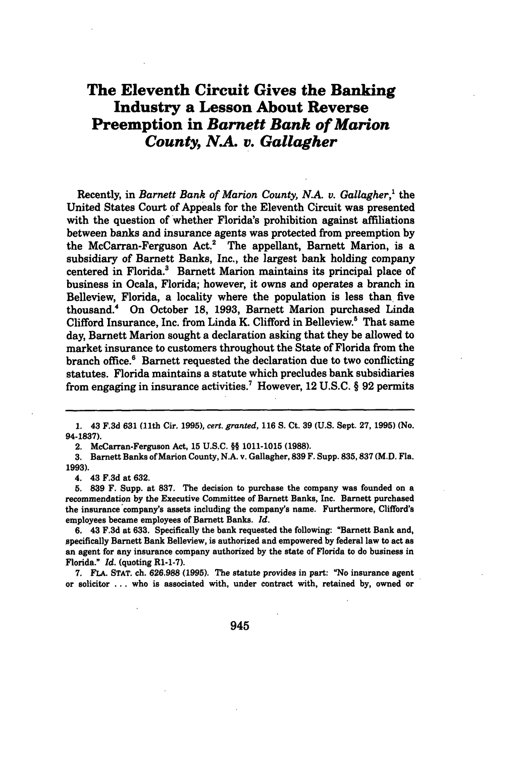# The Eleventh Circuit Gives the Banking Industry a Lesson About Reverse Preemption in *Barnett Bank of Marion County, N.A. v. Gallagher*

Recently, in *Barnett Bank of Marion County, N.A. v. Gallagher*,[1] the United States Court of Appeals for the Eleventh Circuit was presented with the question of whether Florida's prohibition against affiliations between banks and insurance agents was protected from preemption by the McCarran-Ferguson Act.[2] The appellant, Barnett Marion, is a subsidiary of Barnett Banks, Inc., the largest bank holding company centered in Florida.[3] Barnett Marion maintains its principal place of business in Ocala, Florida; however, it owns and operates a branch in Belleview, Florida, a locality where the population is less than five thousand.[4] On October 18, 1993, Barnett Marion purchased Linda Clifford Insurance, Inc. from Linda K. Clifford in Belleview.[5] That same day, Barnett Marion sought a declaration asking that they be allowed to market insurance to customers throughout the State of Florida from the branch office.[6] Barnett requested the declaration due to two conflicting statutes. Florida maintains a statute which precludes bank subsidiaries from engaging in insurance activities.[7] However, 12 U.S.C. § 92 permits

---

1. 43 F.3d 631 (11th Cir. 1995), *cert. granted*, 116 S. Ct. 39 (U.S. Sept. 27, 1995) (No. 94-1837).

2. McCarran-Ferguson Act, 15 U.S.C. §§ 1011-1015 (1988).

3. Barnett Banks of Marion County, N.A. v. Gallagher, 839 F. Supp. 835, 837 (M.D. Fla. 1993).

4. 43 F.3d at 632.

5. 839 F. Supp. at 837. The decision to purchase the company was founded on a recommendation by the Executive Committee of Barnett Banks, Inc. Barnett purchased the insurance company's assets including the company's name. Furthermore, Clifford's employees became employees of Barnett Banks. *Id.*

6. 43 F.3d at 633. Specifically the bank requested the following: "Barnett Bank and, specifically Barnett Bank Belleview, is authorized and empowered by federal law to act as an agent for any insurance company authorized by the state of Florida to do business in Florida." *Id.* (quoting R1-1-7).

7. FLA. STAT. ch. 626.988 (1995). The statute provides in part: "No insurance agent or solicitor . . . who is associated with, under contract with, retained by, owned or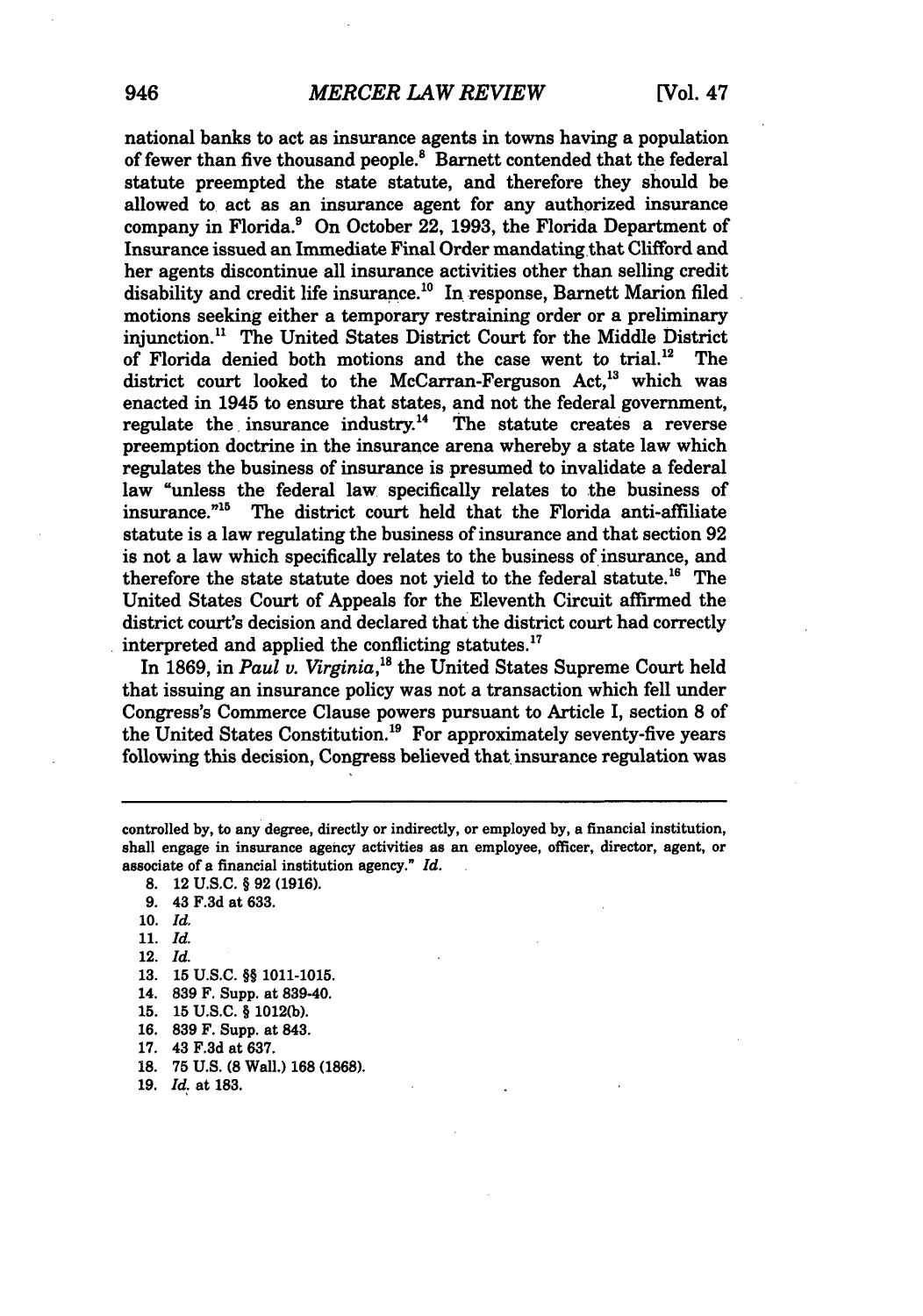national banks to act as insurance agents in towns having a population of fewer than five thousand people.[8] Barnett contended that the federal statute preempted the state statute, and therefore they should be allowed to act as an insurance agent for any authorized insurance company in Florida.[9] On October 22, 1993, the Florida Department of Insurance issued an Immediate Final Order mandating that Clifford and her agents discontinue all insurance activities other than selling credit disability and credit life insurance.[10] In response, Barnett Marion filed motions seeking either a temporary restraining order or a preliminary injunction.[11] The United States District Court for the Middle District of Florida denied both motions and the case went to trial.[12] The district court looked to the McCarran-Ferguson Act,[13] which was enacted in 1945 to ensure that states, and not the federal government, regulate the insurance industry.[14] The statute creates a reverse preemption doctrine in the insurance arena whereby a state law which regulates the business of insurance is presumed to invalidate a federal law "unless the federal law specifically relates to the business of insurance."[15] The district court held that the Florida anti-affiliate statute is a law regulating the business of insurance and that section 92 is not a law which specifically relates to the business of insurance, and therefore the state statute does not yield to the federal statute.[16] The United States Court of Appeals for the Eleventh Circuit affirmed the district court's decision and declared that the district court had correctly interpreted and applied the conflicting statutes.[17]

In 1869, in *Paul v. Virginia*,[18] the United States Supreme Court held that issuing an insurance policy was not a transaction which fell under Congress's Commerce Clause powers pursuant to Article I, section 8 of the United States Constitution.[19] For approximately seventy-five years following this decision, Congress believed that insurance regulation was

---

controlled by, to any degree, directly or indirectly, or employed by, a financial institution, shall engage in insurance agency activities as an employee, officer, director, agent, or associate of a financial institution agency." *Id.*

8. 12 U.S.C. § 92 (1916).
9. 43 F.3d at 633.
10. *Id.*
11. *Id.*
12. *Id.*
13. 15 U.S.C. §§ 1011-1015.
14. 839 F. Supp. at 839-40.
15. 15 U.S.C. § 1012(b).
16. 839 F. Supp. at 843.
17. 43 F.3d at 637.
18. 75 U.S. (8 Wall.) 168 (1868).
19. *Id.* at 183.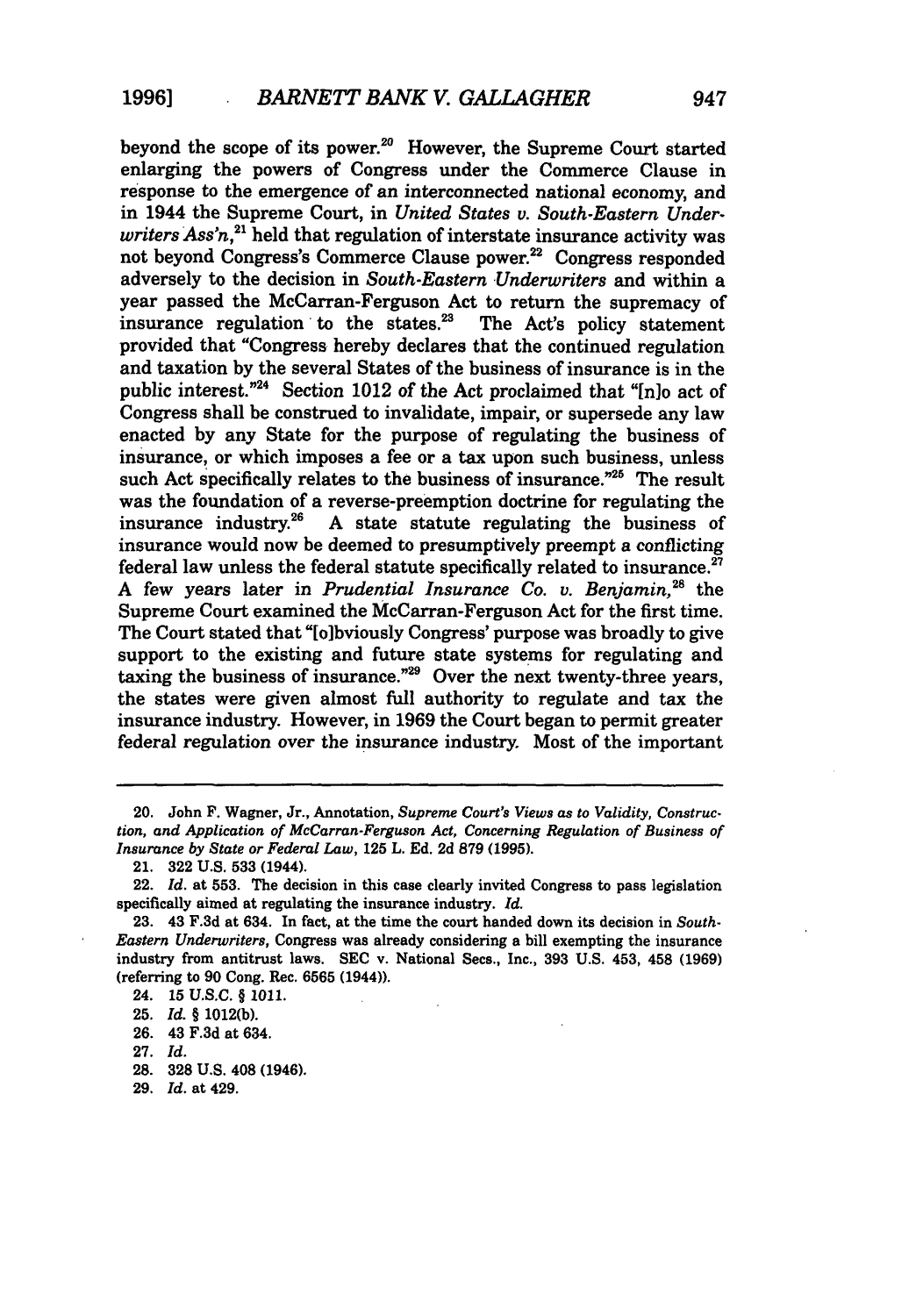beyond the scope of its power.[20] However, the Supreme Court started enlarging the powers of Congress under the Commerce Clause in response to the emergence of an interconnected national economy, and in 1944 the Supreme Court, in *United States v. South-Eastern Underwriters Ass'n*,[21] held that regulation of interstate insurance activity was not beyond Congress's Commerce Clause power.[22] Congress responded adversely to the decision in *South-Eastern Underwriters* and within a year passed the McCarran-Ferguson Act to return the supremacy of insurance regulation to the states.[23] The Act's policy statement provided that "Congress hereby declares that the continued regulation and taxation by the several States of the business of insurance is in the public interest."[24] Section 1012 of the Act proclaimed that "[n]o act of Congress shall be construed to invalidate, impair, or supersede any law enacted by any State for the purpose of regulating the business of insurance, or which imposes a fee or a tax upon such business, unless such Act specifically relates to the business of insurance."[25] The result was the foundation of a reverse-preemption doctrine for regulating the insurance industry.[26] A state statute regulating the business of insurance would now be deemed to presumptively preempt a conflicting federal law unless the federal statute specifically related to insurance.[27] A few years later in *Prudential Insurance Co. v. Benjamin*,[28] the Supreme Court examined the McCarran-Ferguson Act for the first time. The Court stated that "[o]bviously Congress' purpose was broadly to give support to the existing and future state systems for regulating and taxing the business of insurance."[29] Over the next twenty-three years, the states were given almost full authority to regulate and tax the insurance industry. However, in 1969 the Court began to permit greater federal regulation over the insurance industry. Most of the important

---

20. John F. Wagner, Jr., Annotation, *Supreme Court's Views as to Validity, Construction, and Application of McCarran-Ferguson Act, Concerning Regulation of Business of Insurance by State or Federal Law*, 125 L. Ed. 2d 879 (1995).

21. 322 U.S. 533 (1944).

22. *Id.* at 553. The decision in this case clearly invited Congress to pass legislation specifically aimed at regulating the insurance industry. *Id.*

23. 43 F.3d at 634. In fact, at the time the court handed down its decision in *South-Eastern Underwriters*, Congress was already considering a bill exempting the insurance industry from antitrust laws. SEC v. National Secs., Inc., 393 U.S. 453, 458 (1969) (referring to 90 Cong. Rec. 6565 (1944)).

24. 15 U.S.C. § 1011.

25. *Id.* § 1012(b).

26. 43 F.3d at 634.

27. *Id.*

28. 328 U.S. 408 (1946).

29. *Id.* at 429.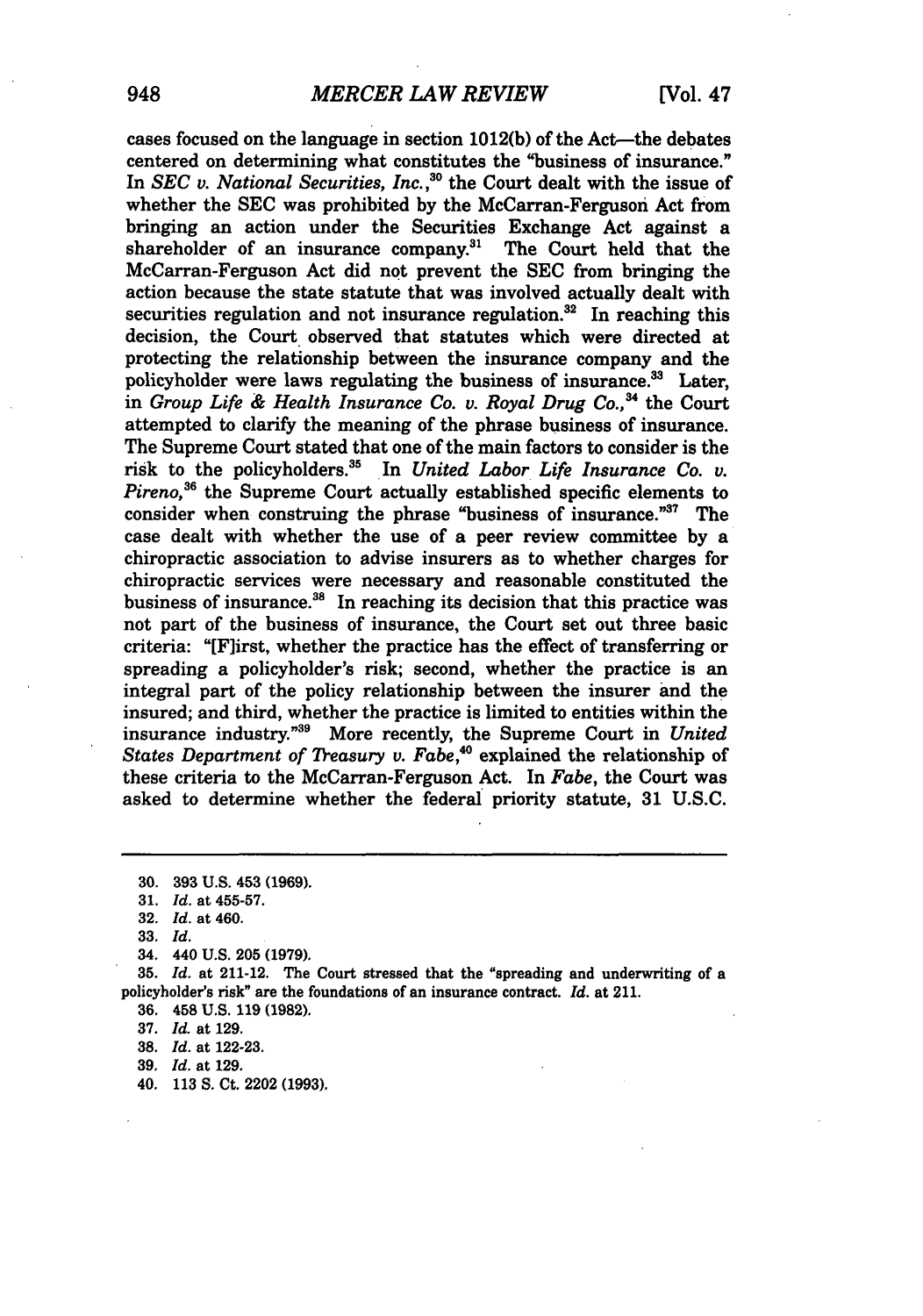cases focused on the language in section 1012(b) of the Act—the debates centered on determining what constitutes the "business of insurance." In *SEC v. National Securities, Inc.*,[30] the Court dealt with the issue of whether the SEC was prohibited by the McCarran-Ferguson Act from bringing an action under the Securities Exchange Act against a shareholder of an insurance company.[31] The Court held that the McCarran-Ferguson Act did not prevent the SEC from bringing the action because the state statute that was involved actually dealt with securities regulation and not insurance regulation.[32] In reaching this decision, the Court observed that statutes which were directed at protecting the relationship between the insurance company and the policyholder were laws regulating the business of insurance.[33] Later, in *Group Life & Health Insurance Co. v. Royal Drug Co.*,[34] the Court attempted to clarify the meaning of the phrase business of insurance. The Supreme Court stated that one of the main factors to consider is the risk to the policyholders.[35] In *United Labor Life Insurance Co. v. Pireno*,[36] the Supreme Court actually established specific elements to consider when construing the phrase "business of insurance."[37] The case dealt with whether the use of a peer review committee by a chiropractic association to advise insurers as to whether charges for chiropractic services were necessary and reasonable constituted the business of insurance.[38] In reaching its decision that this practice was not part of the business of insurance, the Court set out three basic criteria: "[F]irst, whether the practice has the effect of transferring or spreading a policyholder's risk; second, whether the practice is an integral part of the policy relationship between the insurer and the insured; and third, whether the practice is limited to entities within the insurance industry."[39] More recently, the Supreme Court in *United States Department of Treasury v. Fabe*,[40] explained the relationship of these criteria to the McCarran-Ferguson Act. In *Fabe*, the Court was asked to determine whether the federal priority statute, 31 U.S.C.

---

30. 393 U.S. 453 (1969).
31. *Id.* at 455-57.
32. *Id.* at 460.
33. *Id.*
34. 440 U.S. 205 (1979).
35. *Id.* at 211-12. The Court stressed that the "spreading and underwriting of a policyholder's risk" are the foundations of an insurance contract. *Id.* at 211.
36. 458 U.S. 119 (1982).
37. *Id.* at 129.
38. *Id.* at 122-23.
39. *Id.* at 129.
40. 113 S. Ct. 2202 (1993).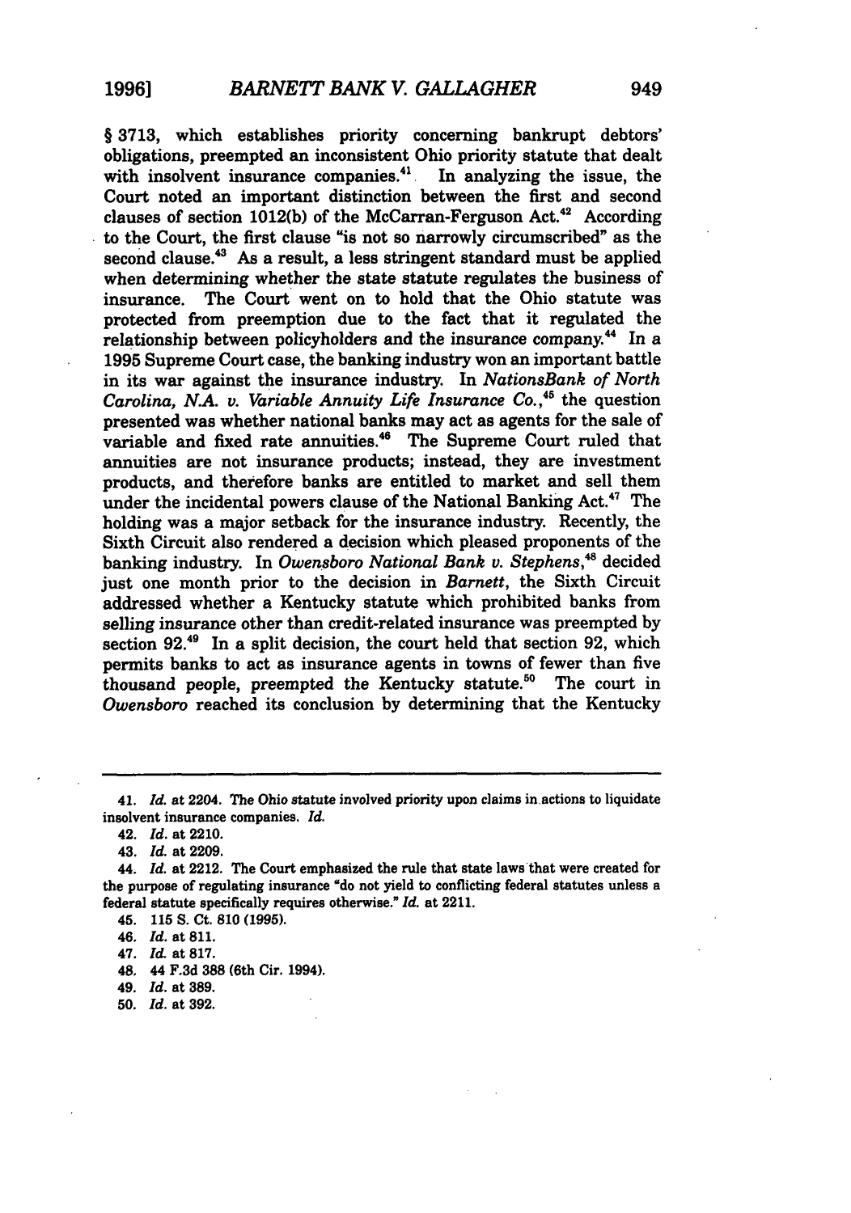§ 3713, which establishes priority concerning bankrupt debtors' obligations, preempted an inconsistent Ohio priority statute that dealt with insolvent insurance companies.[41] In analyzing the issue, the Court noted an important distinction between the first and second clauses of section 1012(b) of the McCarran-Ferguson Act.[42] According to the Court, the first clause "is not so narrowly circumscribed" as the second clause.[43] As a result, a less stringent standard must be applied when determining whether the state statute regulates the business of insurance. The Court went on to hold that the Ohio statute was protected from preemption due to the fact that it regulated the relationship between policyholders and the insurance company.[44] In a 1995 Supreme Court case, the banking industry won an important battle in its war against the insurance industry. In *NationsBank of North Carolina, N.A. v. Variable Annuity Life Insurance Co.*,[45] the question presented was whether national banks may act as agents for the sale of variable and fixed rate annuities.[46] The Supreme Court ruled that annuities are not insurance products; instead, they are investment products, and therefore banks are entitled to market and sell them under the incidental powers clause of the National Banking Act.[47] The holding was a major setback for the insurance industry. Recently, the Sixth Circuit also rendered a decision which pleased proponents of the banking industry. In *Owensboro National Bank v. Stephens*,[48] decided just one month prior to the decision in *Barnett*, the Sixth Circuit addressed whether a Kentucky statute which prohibited banks from selling insurance other than credit-related insurance was preempted by section 92.[49] In a split decision, the court held that section 92, which permits banks to act as insurance agents in towns of fewer than five thousand people, preempted the Kentucky statute.[50] The court in *Owensboro* reached its conclusion by determining that the Kentucky

---

41. *Id.* at 2204. The Ohio statute involved priority upon claims in actions to liquidate insolvent insurance companies. *Id.*

42. *Id.* at 2210.

43. *Id.* at 2209.

44. *Id.* at 2212. The Court emphasized the rule that state laws that were created for the purpose of regulating insurance "do not yield to conflicting federal statutes unless a federal statute specifically requires otherwise." *Id.* at 2211.

45. 115 S. Ct. 810 (1995).

46. *Id.* at 811.

47. *Id.* at 817.

48. 44 F.3d 388 (6th Cir. 1994).

49. *Id.* at 389.

50. *Id.* at 392.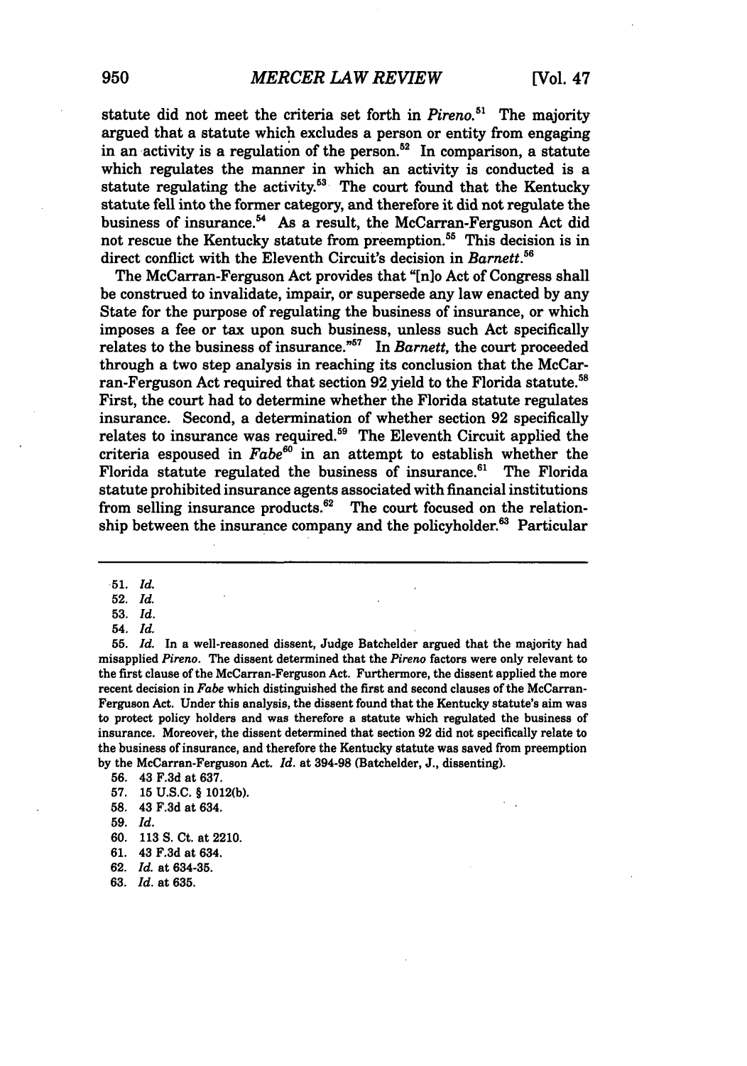statute did not meet the criteria set forth in *Pireno*.[51] The majority argued that a statute which excludes a person or entity from engaging in an activity is a regulation of the person.[52] In comparison, a statute which regulates the manner in which an activity is conducted is a statute regulating the activity.[53] The court found that the Kentucky statute fell into the former category, and therefore it did not regulate the business of insurance.[54] As a result, the McCarran-Ferguson Act did not rescue the Kentucky statute from preemption.[55] This decision is in direct conflict with the Eleventh Circuit's decision in *Barnett*.[56]

The McCarran-Ferguson Act provides that "[n]o Act of Congress shall be construed to invalidate, impair, or supersede any law enacted by any State for the purpose of regulating the business of insurance, or which imposes a fee or tax upon such business, unless such Act specifically relates to the business of insurance."[57] In *Barnett*, the court proceeded through a two step analysis in reaching its conclusion that the McCarran-Ferguson Act required that section 92 yield to the Florida statute.[58] First, the court had to determine whether the Florida statute regulates insurance. Second, a determination of whether section 92 specifically relates to insurance was required.[59] The Eleventh Circuit applied the criteria espoused in *Fabe*[60] in an attempt to establish whether the Florida statute regulated the business of insurance.[61] The Florida statute prohibited insurance agents associated with financial institutions from selling insurance products.[62] The court focused on the relationship between the insurance company and the policyholder.[63] Particular

---

51. *Id.*
52. *Id.*
53. *Id.*
54. *Id.*
55. *Id.* In a well-reasoned dissent, Judge Batchelder argued that the majority had misapplied *Pireno*. The dissent determined that the *Pireno* factors were only relevant to the first clause of the McCarran-Ferguson Act. Furthermore, the dissent applied the more recent decision in *Fabe* which distinguished the first and second clauses of the McCarran-Ferguson Act. Under this analysis, the dissent found that the Kentucky statute's aim was to protect policy holders and was therefore a statute which regulated the business of insurance. Moreover, the dissent determined that section 92 did not specifically relate to the business of insurance, and therefore the Kentucky statute was saved from preemption by the McCarran-Ferguson Act. *Id.* at 394-98 (Batchelder, J., dissenting).
56. 43 F.3d at 637.
57. 15 U.S.C. § 1012(b).
58. 43 F.3d at 634.
59. *Id.*
60. 113 S. Ct. at 2210.
61. 43 F.3d at 634.
62. *Id.* at 634-35.
63. *Id.* at 635.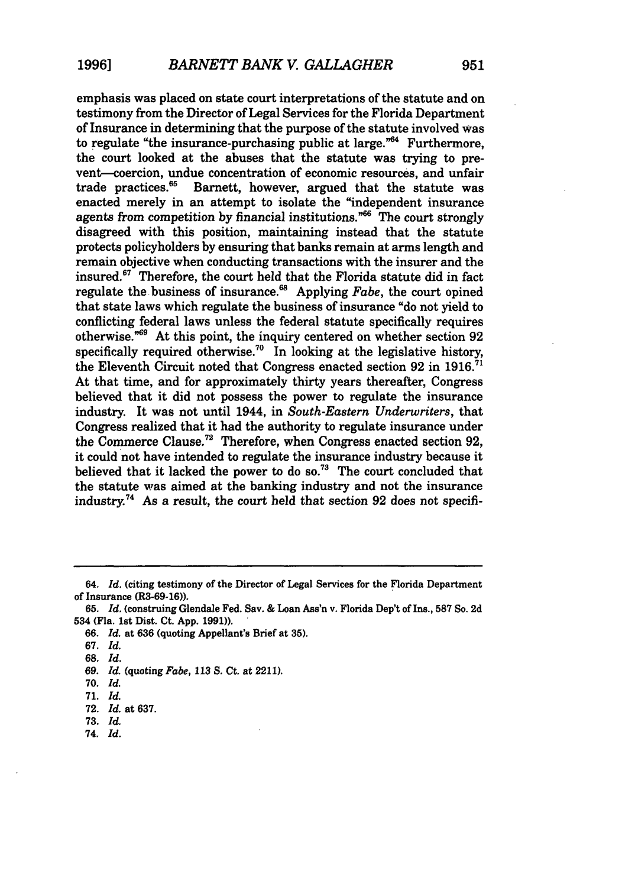emphasis was placed on state court interpretations of the statute and on testimony from the Director of Legal Services for the Florida Department of Insurance in determining that the purpose of the statute involved was to regulate "the insurance-purchasing public at large."[64] Furthermore, the court looked at the abuses that the statute was trying to prevent—coercion, undue concentration of economic resources, and unfair trade practices.[65] Barnett, however, argued that the statute was enacted merely in an attempt to isolate the "independent insurance agents from competition by financial institutions."[66] The court strongly disagreed with this position, maintaining instead that the statute protects policyholders by ensuring that banks remain at arms length and remain objective when conducting transactions with the insurer and the insured.[67] Therefore, the court held that the Florida statute did in fact regulate the business of insurance.[68] Applying *Fabe*, the court opined that state laws which regulate the business of insurance "do not yield to conflicting federal laws unless the federal statute specifically requires otherwise."[69] At this point, the inquiry centered on whether section 92 specifically required otherwise.[70] In looking at the legislative history, the Eleventh Circuit noted that Congress enacted section 92 in 1916.[71] At that time, and for approximately thirty years thereafter, Congress believed that it did not possess the power to regulate the insurance industry. It was not until 1944, in *South-Eastern Underwriters*, that Congress realized that it had the authority to regulate insurance under the Commerce Clause.[72] Therefore, when Congress enacted section 92, it could not have intended to regulate the insurance industry because it believed that it lacked the power to do so.[73] The court concluded that the statute was aimed at the banking industry and not the insurance industry.[74] As a result, the court held that section 92 does not specifi-

---

64. *Id.* (citing testimony of the Director of Legal Services for the Florida Department of Insurance (R3-69-16)).

65. *Id.* (construing Glendale Fed. Sav. & Loan Ass'n v. Florida Dep't of Ins., 587 So. 2d 534 (Fla. 1st Dist. Ct. App. 1991)).

66. *Id.* at 636 (quoting Appellant's Brief at 35).

67. *Id.*

68. *Id.*

69. *Id.* (quoting *Fabe*, 113 S. Ct. at 2211).

70. *Id.*

71. *Id.*

72. *Id.* at 637.

73. *Id.*

74. *Id.*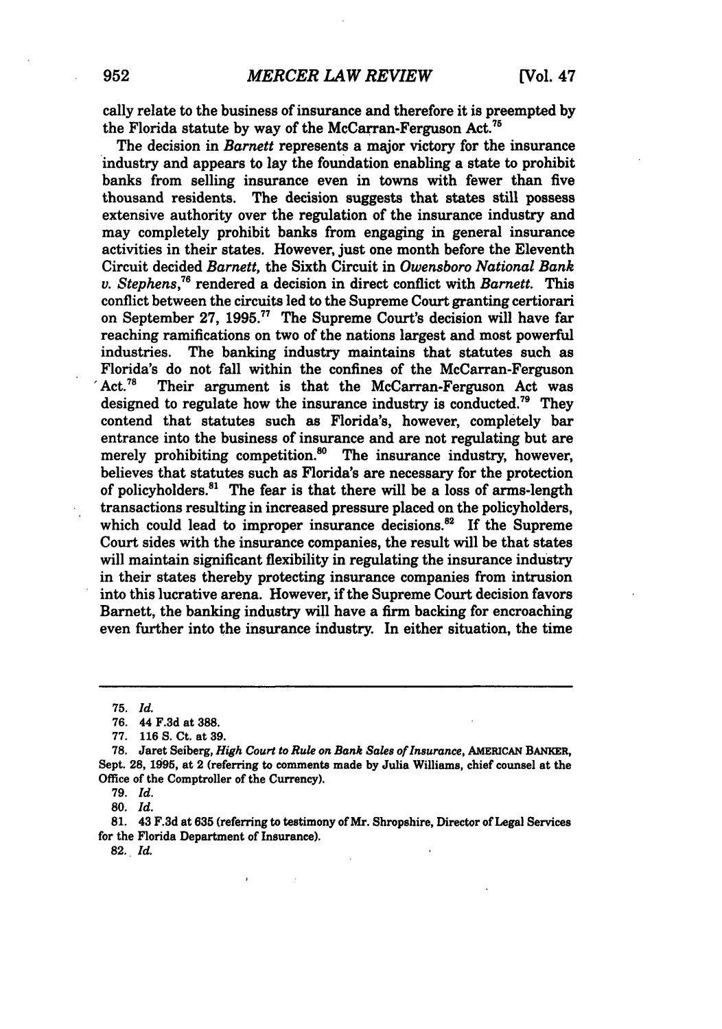cally relate to the business of insurance and therefore it is preempted by the Florida statute by way of the McCarran-Ferguson Act.[75]

The decision in *Barnett* represents a major victory for the insurance industry and appears to lay the foundation enabling a state to prohibit banks from selling insurance even in towns with fewer than five thousand residents. The decision suggests that states still possess extensive authority over the regulation of the insurance industry and may completely prohibit banks from engaging in general insurance activities in their states. However, just one month before the Eleventh Circuit decided *Barnett*, the Sixth Circuit in *Owensboro National Bank v. Stephens*,[76] rendered a decision in direct conflict with *Barnett*. This conflict between the circuits led to the Supreme Court granting certiorari on September 27, 1995.[77] The Supreme Court's decision will have far reaching ramifications on two of the nations largest and most powerful industries. The banking industry maintains that statutes such as Florida's do not fall within the confines of the McCarran-Ferguson Act.[78] Their argument is that the McCarran-Ferguson Act was designed to regulate how the insurance industry is conducted.[79] They contend that statutes such as Florida's, however, completely bar entrance into the business of insurance and are not regulating but are merely prohibiting competition.[80] The insurance industry, however, believes that statutes such as Florida's are necessary for the protection of policyholders.[81] The fear is that there will be a loss of arms-length transactions resulting in increased pressure placed on the policyholders, which could lead to improper insurance decisions.[82] If the Supreme Court sides with the insurance companies, the result will be that states will maintain significant flexibility in regulating the insurance industry in their states thereby protecting insurance companies from intrusion into this lucrative arena. However, if the Supreme Court decision favors Barnett, the banking industry will have a firm backing for encroaching even further into the insurance industry. In either situation, the time

---

75. *Id.*

76. 44 F.3d at 388.

77. 116 S. Ct. at 39.

78. Jaret Seiberg, *High Court to Rule on Bank Sales of Insurance*, AMERICAN BANKER, Sept. 28, 1995, at 2 (referring to comments made by Julia Williams, chief counsel at the Office of the Comptroller of the Currency).

79. *Id.*

80. *Id.*

81. 43 F.3d at 635 (referring to testimony of Mr. Shropshire, Director of Legal Services for the Florida Department of Insurance).

82. *Id.*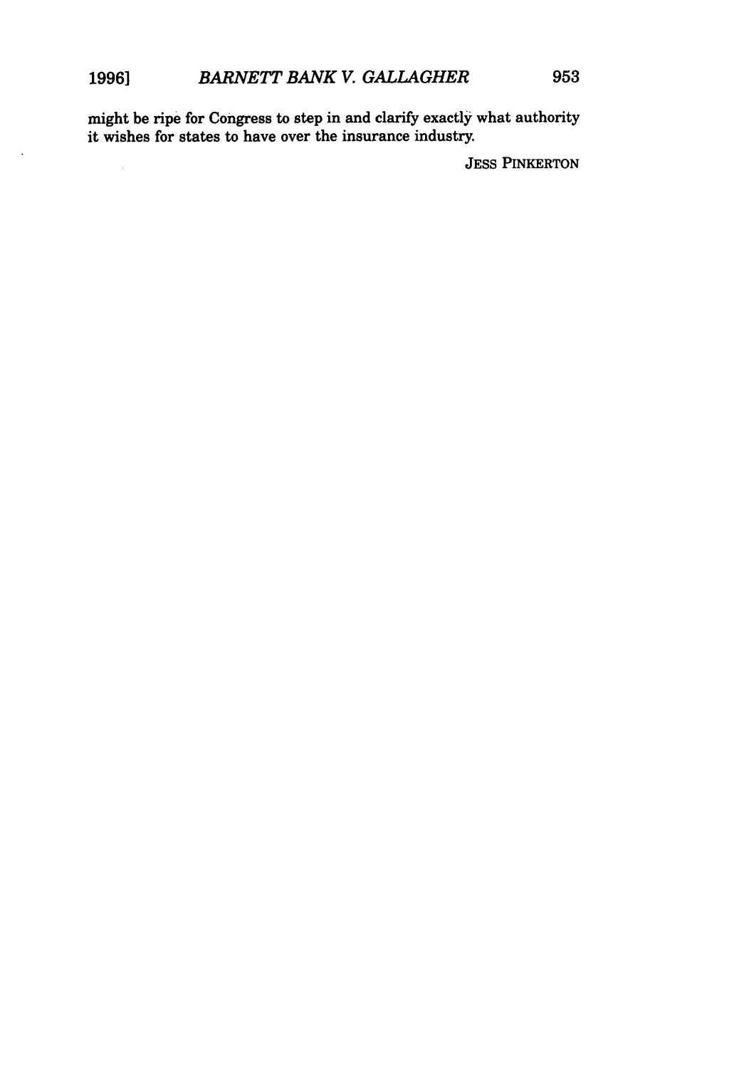might be ripe for Congress to step in and clarify exactly what authority it wishes for states to have over the insurance industry.

JESS PINKERTON